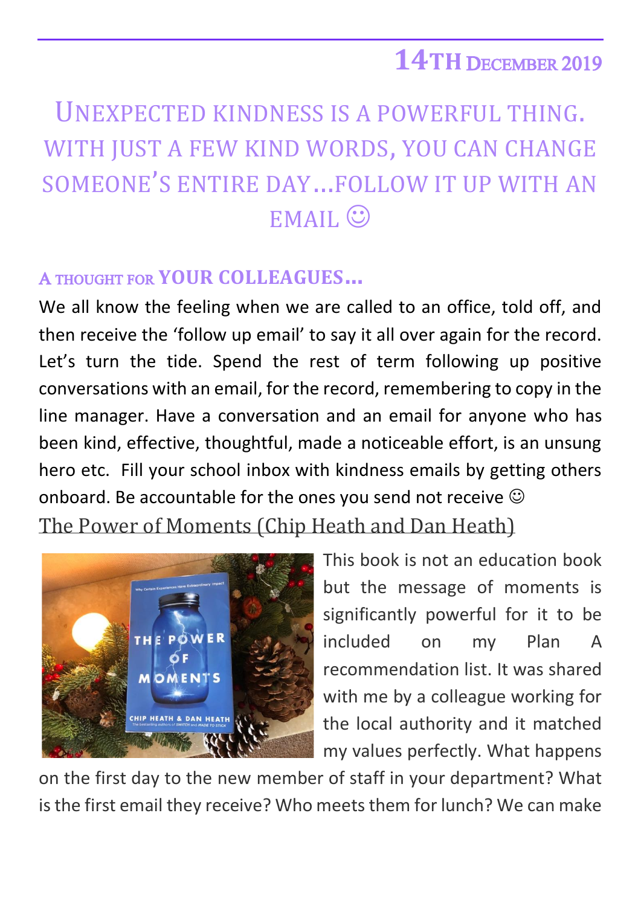# 14TH DECEMBER 2019

## UNEXPECTED KINDNESS IS A POWERFUL THING. WITH JUST A FEW KIND WORDS, YOU CAN CHANGE SOMEONE'S ENTIRE DAY…FOLLOW IT UP WITH AN EMAIL ☺

### A THOUGHT FOR YOUR COLLEAGUES…

We all know the feeling when we are called to an office, told off, and then receive the 'follow up email' to say it all over again for the record. Let's turn the tide. Spend the rest of term following up positive conversations with an email, for the record, remembering to copy in the line manager. Have a conversation and an email for anyone who has been kind, effective, thoughtful, made a noticeable effort, is an unsung hero etc. Fill your school inbox with kindness emails by getting others onboard. Be accountable for the ones you send not receive ☺

<u>The Power of Moments (Chip Heath and Dan Heath)</u>

This book is not an education book but the message of moments is significantly powerful for it to be included on my Plan A recommendation list. It was shared with me by a colleague working for the local authority and it matched my values perfectly. What happens on the first day to the new member of staff in your department? What is the first email they receive? Who meets them for lunch? We can make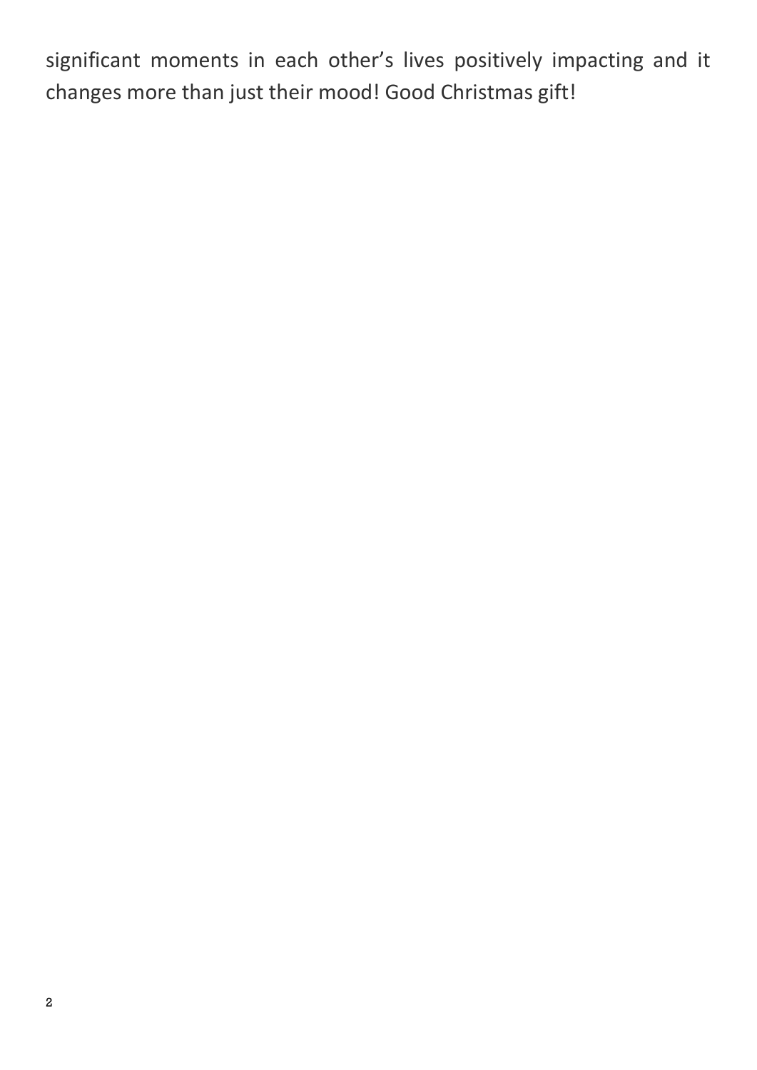significant moments in each other's lives positively impacting and it changes more than just their mood! Good Christmas gift!